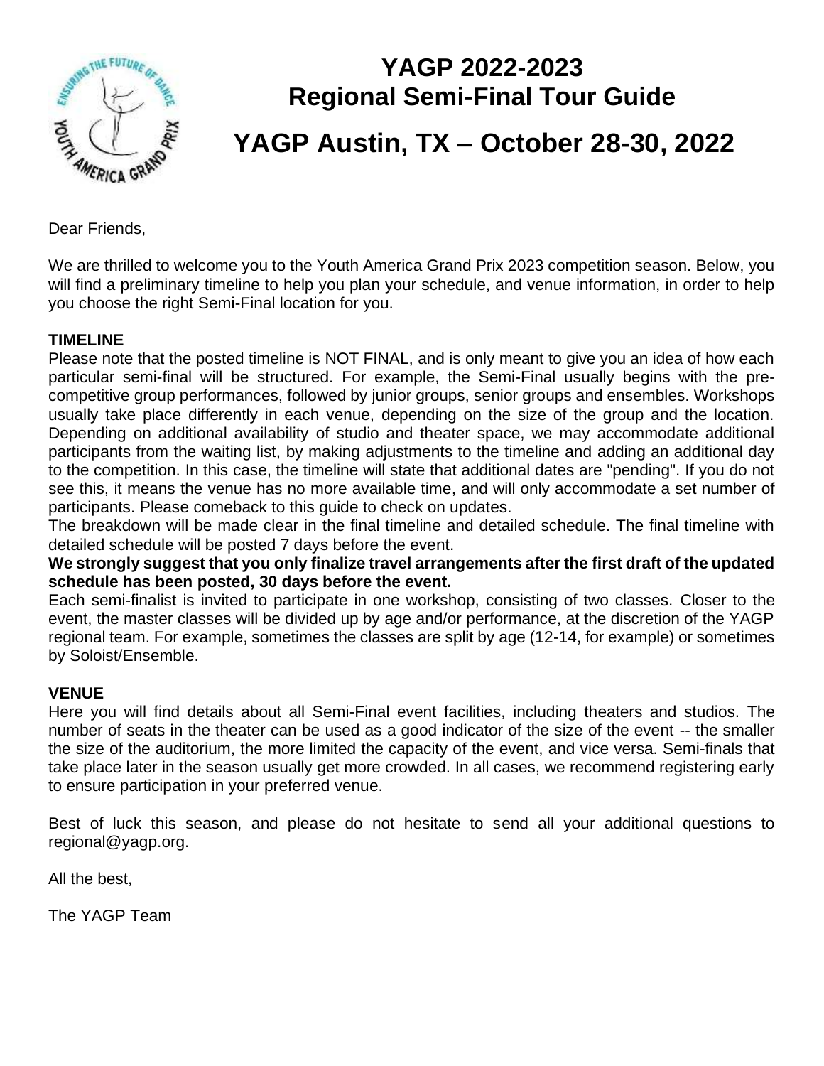# YAGP 2022-2023
# Regional Semi-Final Tour Guide
# YAGP Austin, TX – October 28-30, 2022

Dear Friends,

We are thrilled to welcome you to the Youth America Grand Prix 2023 competition season. Below, you will find a preliminary timeline to help you plan your schedule, and venue information, in order to help you choose the right Semi-Final location for you.

**TIMELINE**

Please note that the posted timeline is NOT FINAL, and is only meant to give you an idea of how each particular semi-final will be structured. For example, the Semi-Final usually begins with the pre-competitive group performances, followed by junior groups, senior groups and ensembles. Workshops usually take place differently in each venue, depending on the size of the group and the location. Depending on additional availability of studio and theater space, we may accommodate additional participants from the waiting list, by making adjustments to the timeline and adding an additional day to the competition. In this case, the timeline will state that additional dates are "pending". If you do not see this, it means the venue has no more available time, and will only accommodate a set number of participants. Please comeback to this guide to check on updates.

The breakdown will be made clear in the final timeline and detailed schedule. The final timeline with detailed schedule will be posted 7 days before the event.

**We strongly suggest that you only finalize travel arrangements after the first draft of the updated schedule has been posted, 30 days before the event.**

Each semi-finalist is invited to participate in one workshop, consisting of two classes. Closer to the event, the master classes will be divided up by age and/or performance, at the discretion of the YAGP regional team. For example, sometimes the classes are split by age (12-14, for example) or sometimes by Soloist/Ensemble.

**VENUE**

Here you will find details about all Semi-Final event facilities, including theaters and studios. The number of seats in the theater can be used as a good indicator of the size of the event -- the smaller the size of the auditorium, the more limited the capacity of the event, and vice versa. Semi-finals that take place later in the season usually get more crowded. In all cases, we recommend registering early to ensure participation in your preferred venue.

Best of luck this season, and please do not hesitate to send all your additional questions to regional@yagp.org.

All the best,

The YAGP Team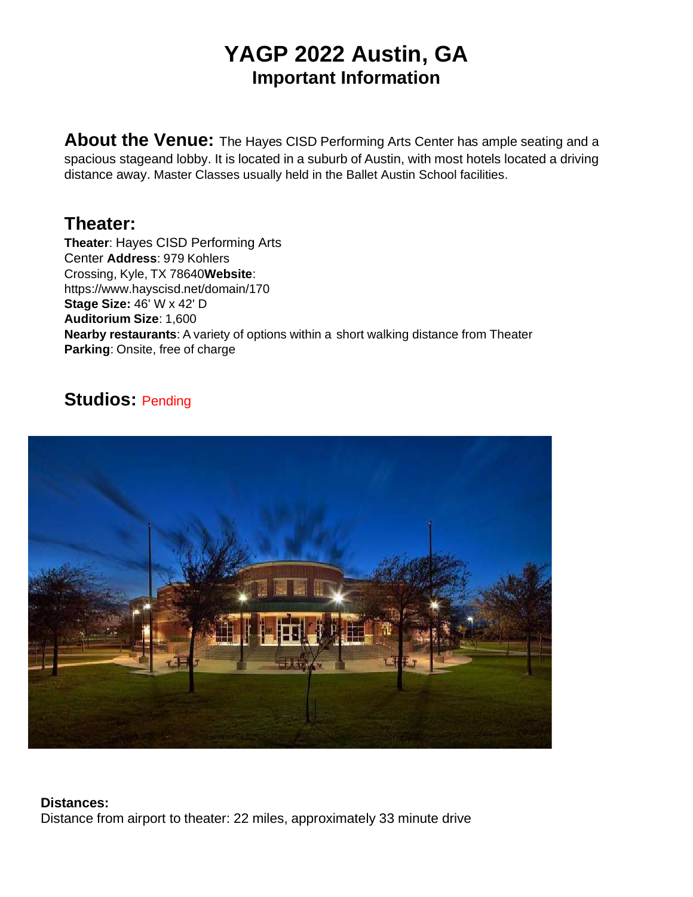# YAGP 2022 Austin, GA

## Important Information

**About the Venue:** The Hayes CISD Performing Arts Center has ample seating and a spacious stageand lobby. It is located in a suburb of Austin, with most hotels located a driving distance away. Master Classes usually held in the Ballet Austin School facilities.

## Theater:

**Theater**: Hayes CISD Performing Arts Center **Address**: 979 Kohlers Crossing, Kyle, TX 78640**Website**: https://www.hayscisd.net/domain/170
**Stage Size:** 46' W x 42' D
**Auditorium Size**: 1,600
**Nearby restaurants**: A variety of options within a short walking distance from Theater
**Parking**: Onsite, free of charge

## Studios: Pending

**Distances:**
Distance from airport to theater: 22 miles, approximately 33 minute drive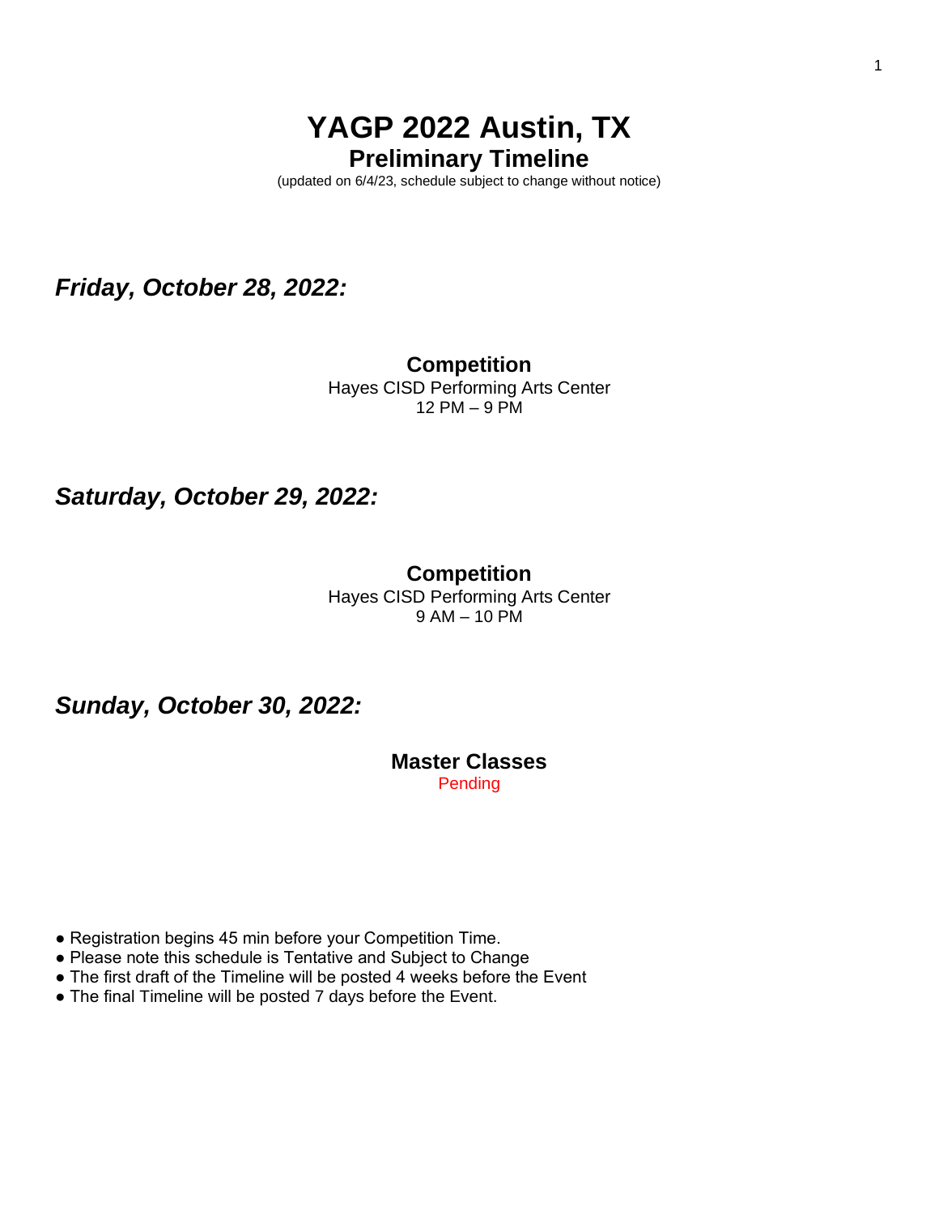# YAGP 2022 Austin, TX

## Preliminary Timeline

(updated on 6/4/23, schedule subject to change without notice)

### *Friday, October 28, 2022:*

**Competition**

Hayes CISD Performing Arts Center

12 PM – 9 PM

### *Saturday, October 29, 2022:*

**Competition**

Hayes CISD Performing Arts Center

9 AM – 10 PM

### *Sunday, October 30, 2022:*

**Master Classes**

Pending

- Registration begins 45 min before your Competition Time.
- Please note this schedule is Tentative and Subject to Change
- The first draft of the Timeline will be posted 4 weeks before the Event
- The final Timeline will be posted 7 days before the Event.